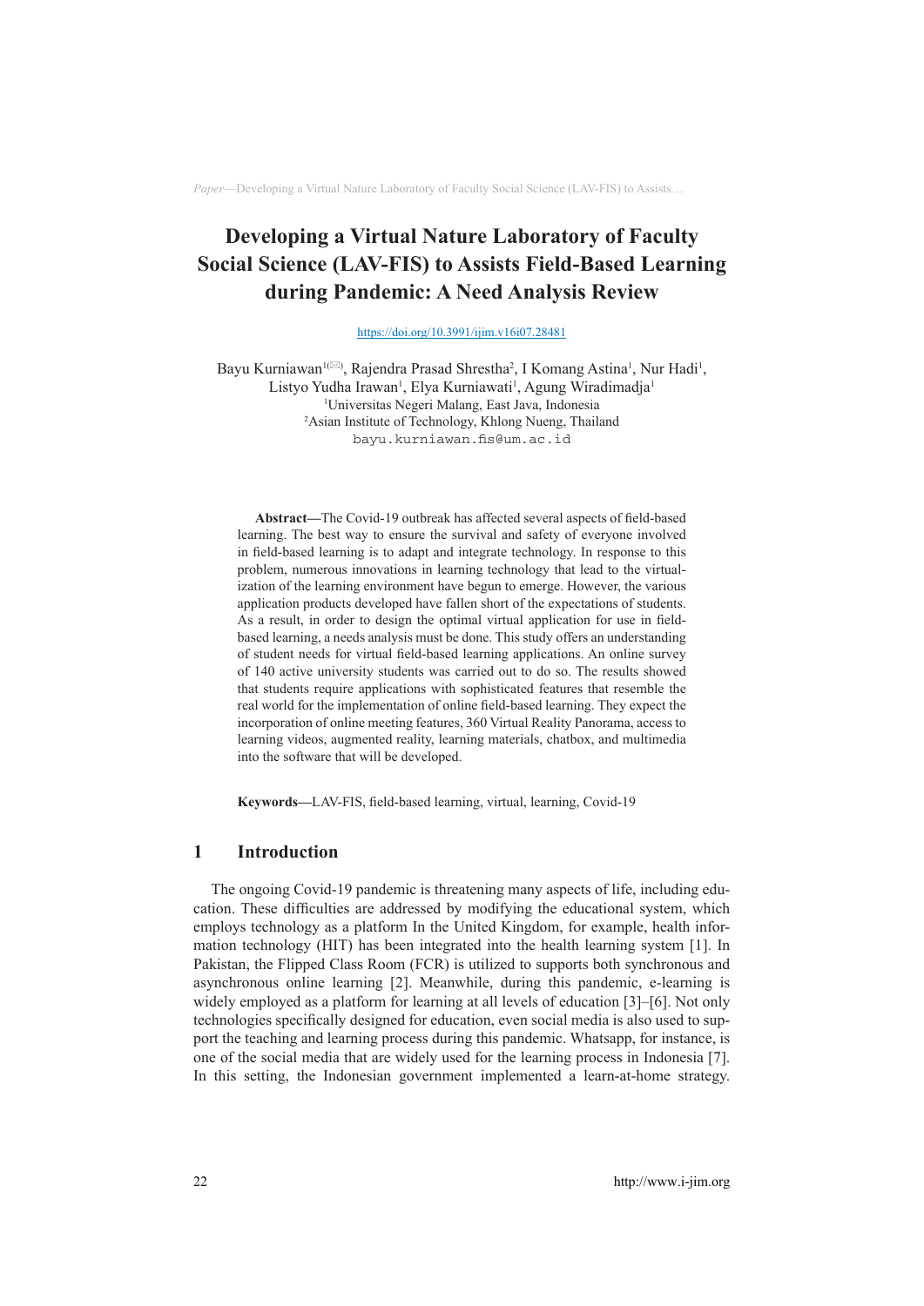# Developing a Virtual Nature Laboratory of Faculty Social Science (LAV-FIS) to Assists Field-Based Learning during Pandemic: A Need Analysis Review

https://doi.org/10.3991/ijim.v16i07.28481

Bayu Kurniawan[1(✉)], Rajendra Prasad Shrestha[2], I Komang Astina[1], Nur Hadi[1], Listyo Yudha Irawan[1], Elya Kurniawati[1], Agung Wiradimadja[1]

[1]Universitas Negeri Malang, East Java, Indonesia

[2]Asian Institute of Technology, Khlong Nueng, Thailand

bayu.kurniawan.fis@um.ac.id

**Abstract—**The Covid-19 outbreak has affected several aspects of field-based learning. The best way to ensure the survival and safety of everyone involved in field-based learning is to adapt and integrate technology. In response to this problem, numerous innovations in learning technology that lead to the virtualization of the learning environment have begun to emerge. However, the various application products developed have fallen short of the expectations of students. As a result, in order to design the optimal virtual application for use in field-based learning, a needs analysis must be done. This study offers an understanding of student needs for virtual field-based learning applications. An online survey of 140 active university students was carried out to do so. The results showed that students require applications with sophisticated features that resemble the real world for the implementation of online field-based learning. They expect the incorporation of online meeting features, 360 Virtual Reality Panorama, access to learning videos, augmented reality, learning materials, chatbox, and multimedia into the software that will be developed.

**Keywords—**LAV-FIS, field-based learning, virtual, learning, Covid-19

## 1 Introduction

The ongoing Covid-19 pandemic is threatening many aspects of life, including education. These difficulties are addressed by modifying the educational system, which employs technology as a platform In the United Kingdom, for example, health information technology (HIT) has been integrated into the health learning system [1]. In Pakistan, the Flipped Class Room (FCR) is utilized to supports both synchronous and asynchronous online learning [2]. Meanwhile, during this pandemic, e-learning is widely employed as a platform for learning at all levels of education [3]–[6]. Not only technologies specifically designed for education, even social media is also used to support the teaching and learning process during this pandemic. Whatsapp, for instance, is one of the social media that are widely used for the learning process in Indonesia [7]. In this setting, the Indonesian government implemented a learn-at-home strategy.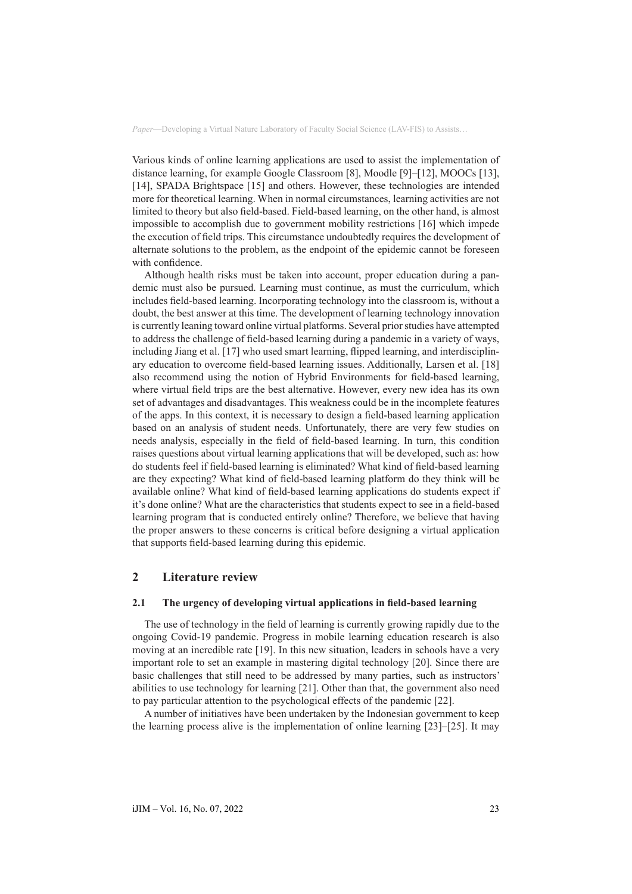Various kinds of online learning applications are used to assist the implementation of distance learning, for example Google Classroom [8], Moodle [9]–[12], MOOCs [13], [14], SPADA Brightspace [15] and others. However, these technologies are intended more for theoretical learning. When in normal circumstances, learning activities are not limited to theory but also field-based. Field-based learning, on the other hand, is almost impossible to accomplish due to government mobility restrictions [16] which impede the execution of field trips. This circumstance undoubtedly requires the development of alternate solutions to the problem, as the endpoint of the epidemic cannot be foreseen with confidence.

Although health risks must be taken into account, proper education during a pandemic must also be pursued. Learning must continue, as must the curriculum, which includes field-based learning. Incorporating technology into the classroom is, without a doubt, the best answer at this time. The development of learning technology innovation is currently leaning toward online virtual platforms. Several prior studies have attempted to address the challenge of field-based learning during a pandemic in a variety of ways, including Jiang et al. [17] who used smart learning, flipped learning, and interdisciplinary education to overcome field-based learning issues. Additionally, Larsen et al. [18] also recommend using the notion of Hybrid Environments for field-based learning, where virtual field trips are the best alternative. However, every new idea has its own set of advantages and disadvantages. This weakness could be in the incomplete features of the apps. In this context, it is necessary to design a field-based learning application based on an analysis of student needs. Unfortunately, there are very few studies on needs analysis, especially in the field of field-based learning. In turn, this condition raises questions about virtual learning applications that will be developed, such as: how do students feel if field-based learning is eliminated? What kind of field-based learning are they expecting? What kind of field-based learning platform do they think will be available online? What kind of field-based learning applications do students expect if it's done online? What are the characteristics that students expect to see in a field-based learning program that is conducted entirely online? Therefore, we believe that having the proper answers to these concerns is critical before designing a virtual application that supports field-based learning during this epidemic.

## 2 Literature review

### 2.1 The urgency of developing virtual applications in field-based learning

The use of technology in the field of learning is currently growing rapidly due to the ongoing Covid-19 pandemic. Progress in mobile learning education research is also moving at an incredible rate [19]. In this new situation, leaders in schools have a very important role to set an example in mastering digital technology [20]. Since there are basic challenges that still need to be addressed by many parties, such as instructors' abilities to use technology for learning [21]. Other than that, the government also need to pay particular attention to the psychological effects of the pandemic [22].

A number of initiatives have been undertaken by the Indonesian government to keep the learning process alive is the implementation of online learning [23]–[25]. It may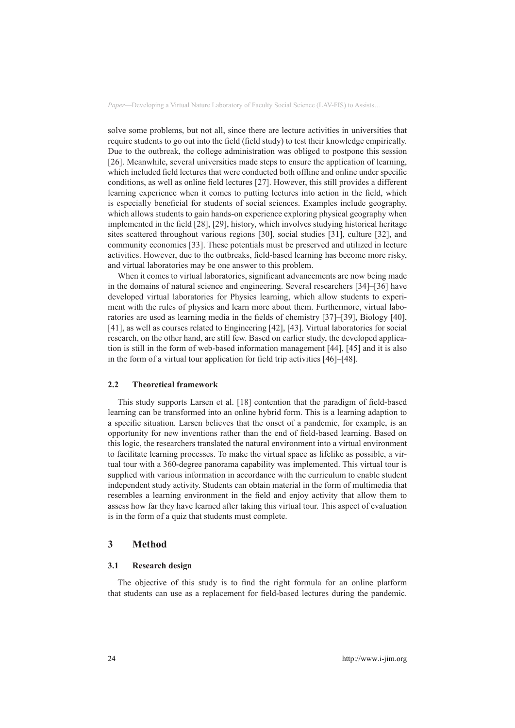solve some problems, but not all, since there are lecture activities in universities that require students to go out into the field (field study) to test their knowledge empirically. Due to the outbreak, the college administration was obliged to postpone this session [26]. Meanwhile, several universities made steps to ensure the application of learning, which included field lectures that were conducted both offline and online under specific conditions, as well as online field lectures [27]. However, this still provides a different learning experience when it comes to putting lectures into action in the field, which is especially beneficial for students of social sciences. Examples include geography, which allows students to gain hands-on experience exploring physical geography when implemented in the field [28], [29], history, which involves studying historical heritage sites scattered throughout various regions [30], social studies [31], culture [32], and community economics [33]. These potentials must be preserved and utilized in lecture activities. However, due to the outbreaks, field-based learning has become more risky, and virtual laboratories may be one answer to this problem.

When it comes to virtual laboratories, significant advancements are now being made in the domains of natural science and engineering. Several researchers [34]–[36] have developed virtual laboratories for Physics learning, which allow students to experiment with the rules of physics and learn more about them. Furthermore, virtual laboratories are used as learning media in the fields of chemistry [37]–[39], Biology [40], [41], as well as courses related to Engineering [42], [43]. Virtual laboratories for social research, on the other hand, are still few. Based on earlier study, the developed application is still in the form of web-based information management [44], [45] and it is also in the form of a virtual tour application for field trip activities [46]–[48].

### 2.2 Theoretical framework

This study supports Larsen et al. [18] contention that the paradigm of field-based learning can be transformed into an online hybrid form. This is a learning adaption to a specific situation. Larsen believes that the onset of a pandemic, for example, is an opportunity for new inventions rather than the end of field-based learning. Based on this logic, the researchers translated the natural environment into a virtual environment to facilitate learning processes. To make the virtual space as lifelike as possible, a virtual tour with a 360-degree panorama capability was implemented. This virtual tour is supplied with various information in accordance with the curriculum to enable student independent study activity. Students can obtain material in the form of multimedia that resembles a learning environment in the field and enjoy activity that allow them to assess how far they have learned after taking this virtual tour. This aspect of evaluation is in the form of a quiz that students must complete.

## 3 Method

### 3.1 Research design

The objective of this study is to find the right formula for an online platform that students can use as a replacement for field-based lectures during the pandemic.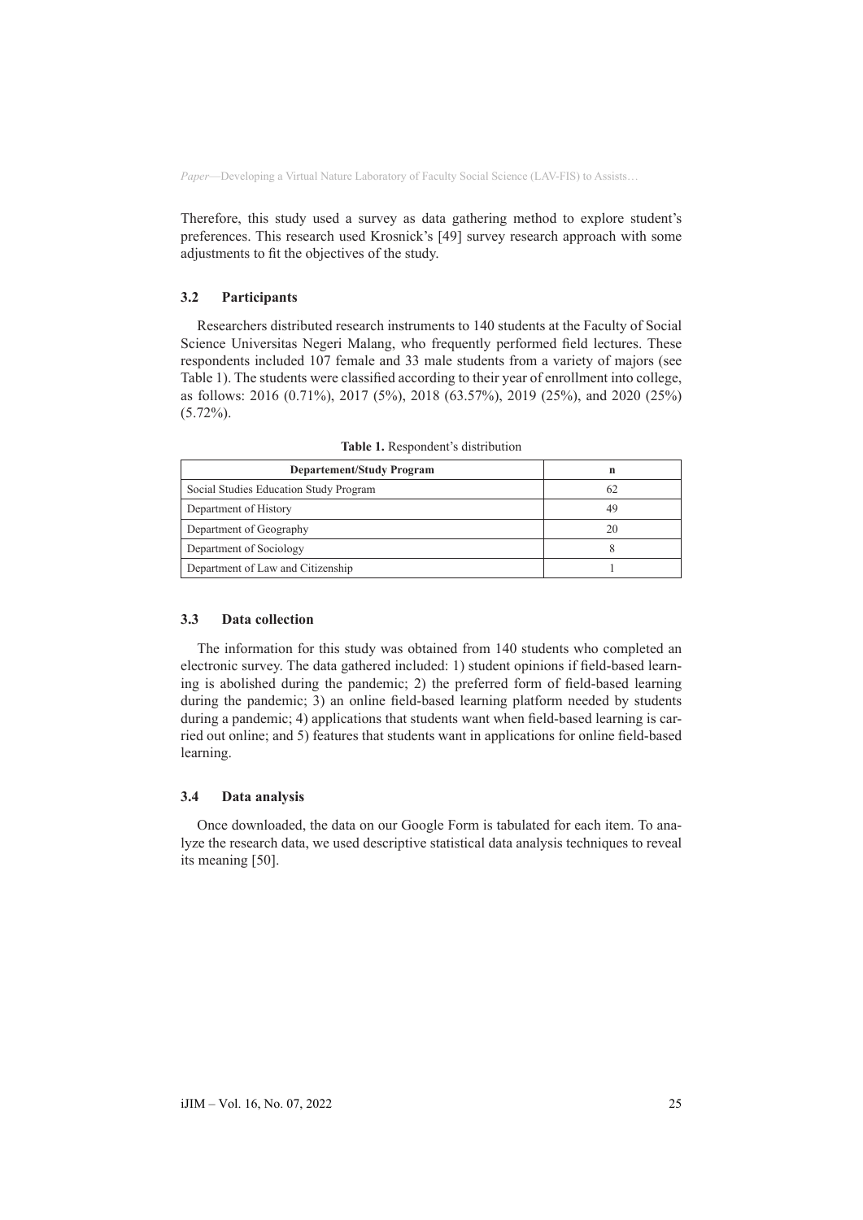Therefore, this study used a survey as data gathering method to explore student's preferences. This research used Krosnick's [49] survey research approach with some adjustments to fit the objectives of the study.

### 3.2 Participants

Researchers distributed research instruments to 140 students at the Faculty of Social Science Universitas Negeri Malang, who frequently performed field lectures. These respondents included 107 female and 33 male students from a variety of majors (see Table 1). The students were classified according to their year of enrollment into college, as follows: 2016 (0.71%), 2017 (5%), 2018 (63.57%), 2019 (25%), and 2020 (25%) (5.72%).

**Table 1.** Respondent's distribution

| Departement/Study Program | n |
|---|---|
| Social Studies Education Study Program | 62 |
| Department of History | 49 |
| Department of Geography | 20 |
| Department of Sociology | 8 |
| Department of Law and Citizenship | 1 |

### 3.3 Data collection

The information for this study was obtained from 140 students who completed an electronic survey. The data gathered included: 1) student opinions if field-based learning is abolished during the pandemic; 2) the preferred form of field-based learning during the pandemic; 3) an online field-based learning platform needed by students during a pandemic; 4) applications that students want when field-based learning is carried out online; and 5) features that students want in applications for online field-based learning.

### 3.4 Data analysis

Once downloaded, the data on our Google Form is tabulated for each item. To analyze the research data, we used descriptive statistical data analysis techniques to reveal its meaning [50].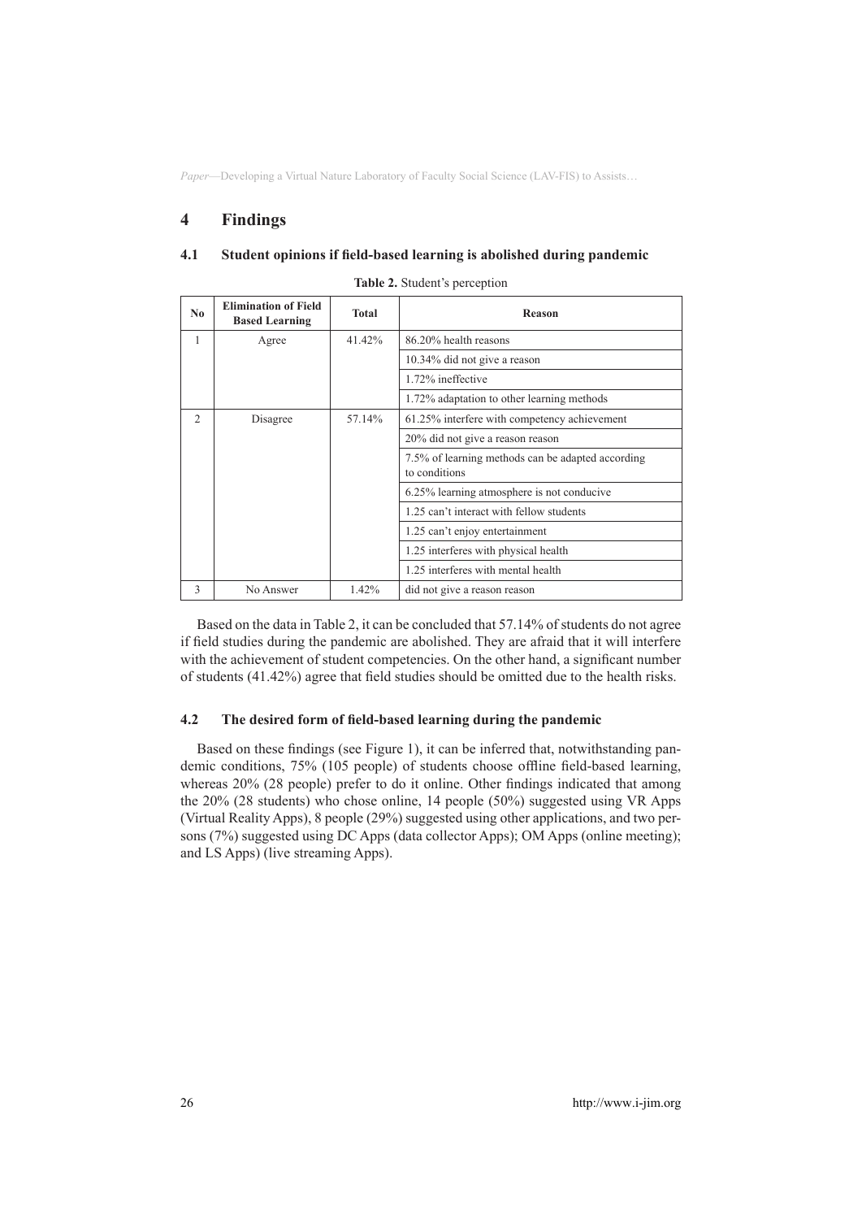# 4 Findings

## 4.1 Student opinions if field-based learning is abolished during pandemic

**Table 2.** Student's perception

| No | Elimination of Field Based Learning | Total | Reason |
|---|---|---|---|
| 1 | Agree | 41.42% | 86.20% health reasons |
| | | | 10.34% did not give a reason |
| | | | 1.72% ineffective |
| | | | 1.72% adaptation to other learning methods |
| 2 | Disagree | 57.14% | 61.25% interfere with competency achievement |
| | | | 20% did not give a reason reason |
| | | | 7.5% of learning methods can be adapted according to conditions |
| | | | 6.25% learning atmosphere is not conducive |
| | | | 1.25 can't interact with fellow students |
| | | | 1.25 can't enjoy entertainment |
| | | | 1.25 interferes with physical health |
| | | | 1.25 interferes with mental health |
| 3 | No Answer | 1.42% | did not give a reason reason |

Based on the data in Table 2, it can be concluded that 57.14% of students do not agree if field studies during the pandemic are abolished. They are afraid that it will interfere with the achievement of student competencies. On the other hand, a significant number of students (41.42%) agree that field studies should be omitted due to the health risks.

## 4.2 The desired form of field-based learning during the pandemic

Based on these findings (see Figure 1), it can be inferred that, notwithstanding pandemic conditions, 75% (105 people) of students choose offline field-based learning, whereas 20% (28 people) prefer to do it online. Other findings indicated that among the 20% (28 students) who chose online, 14 people (50%) suggested using VR Apps (Virtual Reality Apps), 8 people (29%) suggested using other applications, and two persons (7%) suggested using DC Apps (data collector Apps); OM Apps (online meeting); and LS Apps) (live streaming Apps).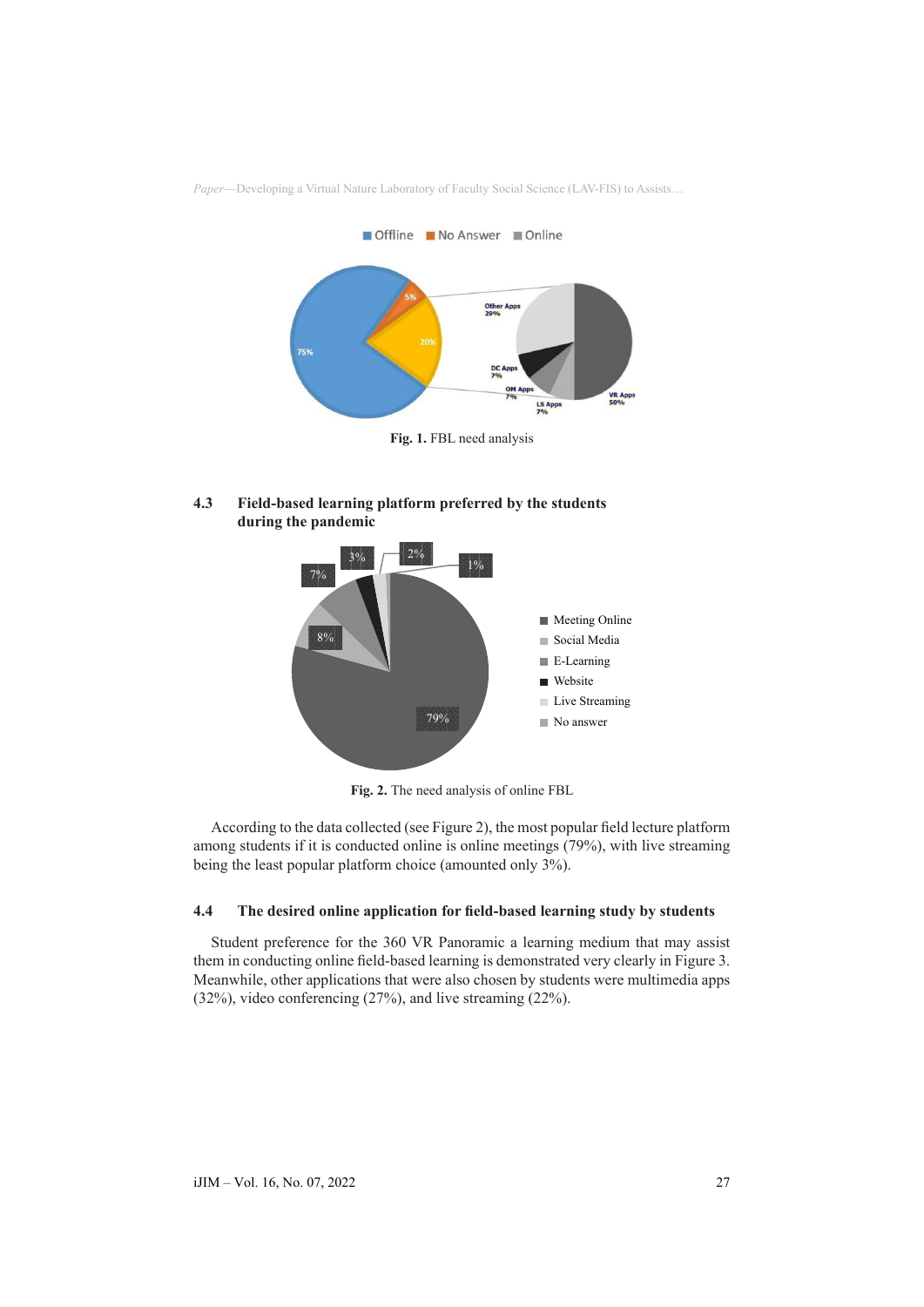Fig. 1. FBL need analysis

### 4.3 Field-based learning platform preferred by the students during the pandemic

Fig. 2. The need analysis of online FBL

According to the data collected (see Figure 2), the most popular field lecture platform among students if it is conducted online is online meetings (79%), with live streaming being the least popular platform choice (amounted only 3%).

### 4.4 The desired online application for field-based learning study by students

Student preference for the 360 VR Panoramic a learning medium that may assist them in conducting online field-based learning is demonstrated very clearly in Figure 3. Meanwhile, other applications that were also chosen by students were multimedia apps (32%), video conferencing (27%), and live streaming (22%).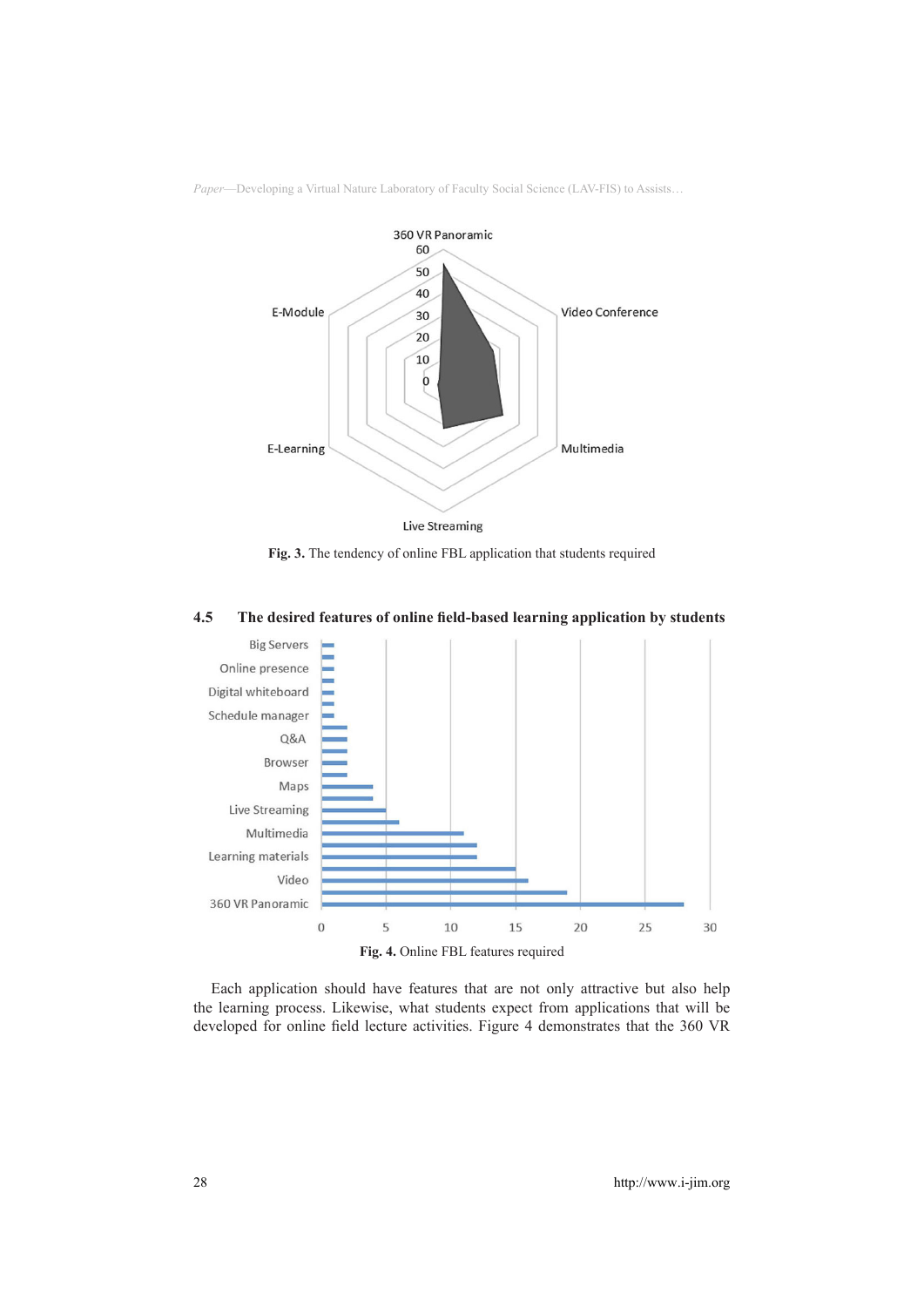Fig. 3. The tendency of online FBL application that students required

### 4.5 The desired features of online field-based learning application by students

Fig. 4. Online FBL features required

Each application should have features that are not only attractive but also help the learning process. Likewise, what students expect from applications that will be developed for online field lecture activities. Figure 4 demonstrates that the 360 VR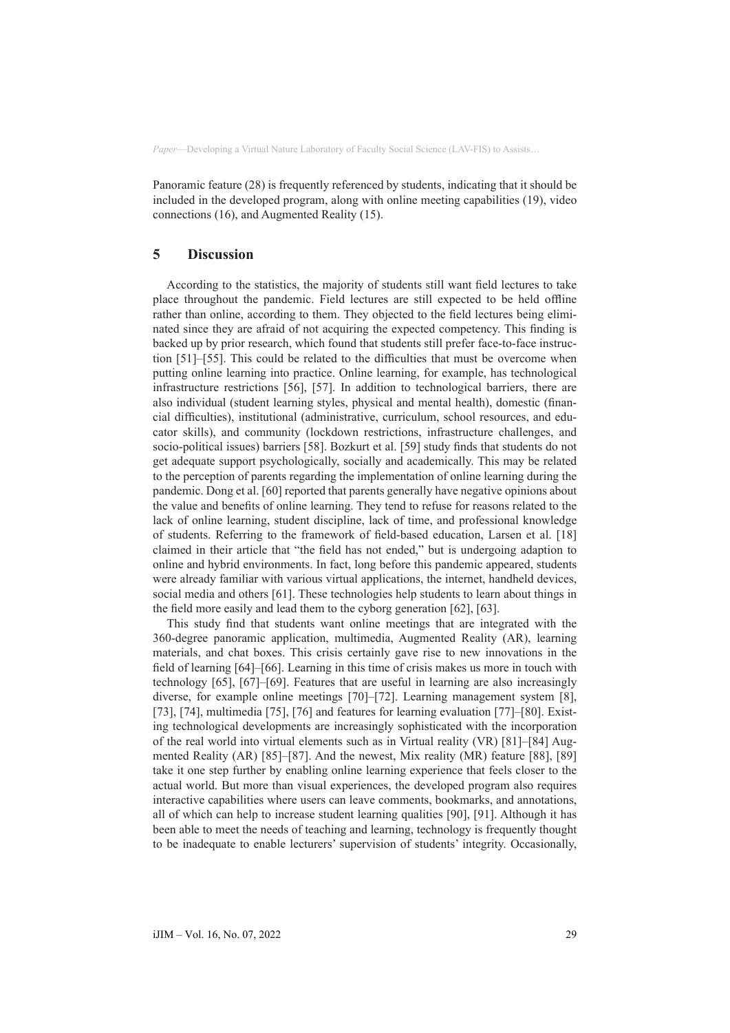Panoramic feature (28) is frequently referenced by students, indicating that it should be included in the developed program, along with online meeting capabilities (19), video connections (16), and Augmented Reality (15).

## 5 Discussion

According to the statistics, the majority of students still want field lectures to take place throughout the pandemic. Field lectures are still expected to be held offline rather than online, according to them. They objected to the field lectures being eliminated since they are afraid of not acquiring the expected competency. This finding is backed up by prior research, which found that students still prefer face-to-face instruction [51]–[55]. This could be related to the difficulties that must be overcome when putting online learning into practice. Online learning, for example, has technological infrastructure restrictions [56], [57]. In addition to technological barriers, there are also individual (student learning styles, physical and mental health), domestic (financial difficulties), institutional (administrative, curriculum, school resources, and educator skills), and community (lockdown restrictions, infrastructure challenges, and socio-political issues) barriers [58]. Bozkurt et al. [59] study finds that students do not get adequate support psychologically, socially and academically. This may be related to the perception of parents regarding the implementation of online learning during the pandemic. Dong et al. [60] reported that parents generally have negative opinions about the value and benefits of online learning. They tend to refuse for reasons related to the lack of online learning, student discipline, lack of time, and professional knowledge of students. Referring to the framework of field-based education, Larsen et al. [18] claimed in their article that "the field has not ended," but is undergoing adaption to online and hybrid environments. In fact, long before this pandemic appeared, students were already familiar with various virtual applications, the internet, handheld devices, social media and others [61]. These technologies help students to learn about things in the field more easily and lead them to the cyborg generation [62], [63].

This study find that students want online meetings that are integrated with the 360-degree panoramic application, multimedia, Augmented Reality (AR), learning materials, and chat boxes. This crisis certainly gave rise to new innovations in the field of learning [64]–[66]. Learning in this time of crisis makes us more in touch with technology [65], [67]–[69]. Features that are useful in learning are also increasingly diverse, for example online meetings [70]–[72]. Learning management system [8], [73], [74], multimedia [75], [76] and features for learning evaluation [77]–[80]. Existing technological developments are increasingly sophisticated with the incorporation of the real world into virtual elements such as in Virtual reality (VR) [81]–[84] Augmented Reality (AR) [85]–[87]. And the newest, Mix reality (MR) feature [88], [89] take it one step further by enabling online learning experience that feels closer to the actual world. But more than visual experiences, the developed program also requires interactive capabilities where users can leave comments, bookmarks, and annotations, all of which can help to increase student learning qualities [90], [91]. Although it has been able to meet the needs of teaching and learning, technology is frequently thought to be inadequate to enable lecturers' supervision of students' integrity. Occasionally,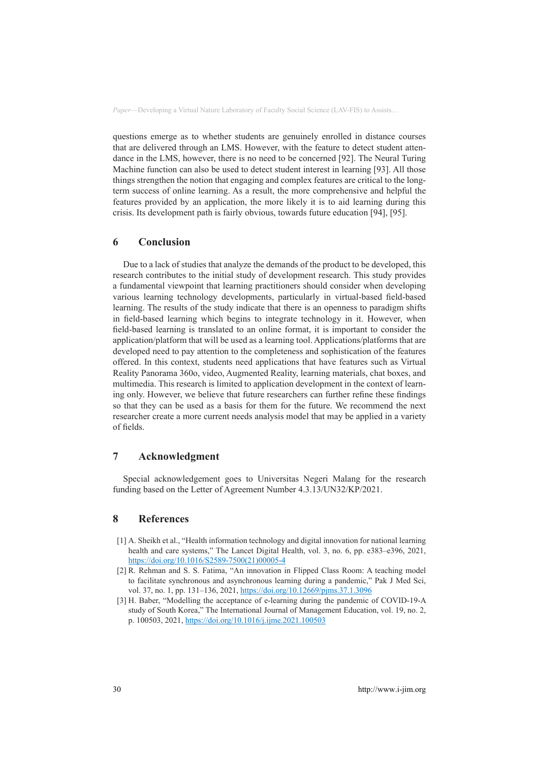questions emerge as to whether students are genuinely enrolled in distance courses that are delivered through an LMS. However, with the feature to detect student attendance in the LMS, however, there is no need to be concerned [92]. The Neural Turing Machine function can also be used to detect student interest in learning [93]. All those things strengthen the notion that engaging and complex features are critical to the long-term success of online learning. As a result, the more comprehensive and helpful the features provided by an application, the more likely it is to aid learning during this crisis. Its development path is fairly obvious, towards future education [94], [95].

## 6 Conclusion

Due to a lack of studies that analyze the demands of the product to be developed, this research contributes to the initial study of development research. This study provides a fundamental viewpoint that learning practitioners should consider when developing various learning technology developments, particularly in virtual-based field-based learning. The results of the study indicate that there is an openness to paradigm shifts in field-based learning which begins to integrate technology in it. However, when field-based learning is translated to an online format, it is important to consider the application/platform that will be used as a learning tool. Applications/platforms that are developed need to pay attention to the completeness and sophistication of the features offered. In this context, students need applications that have features such as Virtual Reality Panorama 360o, video, Augmented Reality, learning materials, chat boxes, and multimedia. This research is limited to application development in the context of learning only. However, we believe that future researchers can further refine these findings so that they can be used as a basis for them for the future. We recommend the next researcher create a more current needs analysis model that may be applied in a variety of fields.

## 7 Acknowledgment

Special acknowledgement goes to Universitas Negeri Malang for the research funding based on the Letter of Agreement Number 4.3.13/UN32/KP/2021.

## 8 References

[1] A. Sheikh et al., "Health information technology and digital innovation for national learning health and care systems," The Lancet Digital Health, vol. 3, no. 6, pp. e383–e396, 2021, https://doi.org/10.1016/S2589-7500(21)00005-4

[2] R. Rehman and S. S. Fatima, "An innovation in Flipped Class Room: A teaching model to facilitate synchronous and asynchronous learning during a pandemic," Pak J Med Sci, vol. 37, no. 1, pp. 131–136, 2021, https://doi.org/10.12669/pjms.37.1.3096

[3] H. Baber, "Modelling the acceptance of e-learning during the pandemic of COVID-19-A study of South Korea," The International Journal of Management Education, vol. 19, no. 2, p. 100503, 2021, https://doi.org/10.1016/j.ijme.2021.100503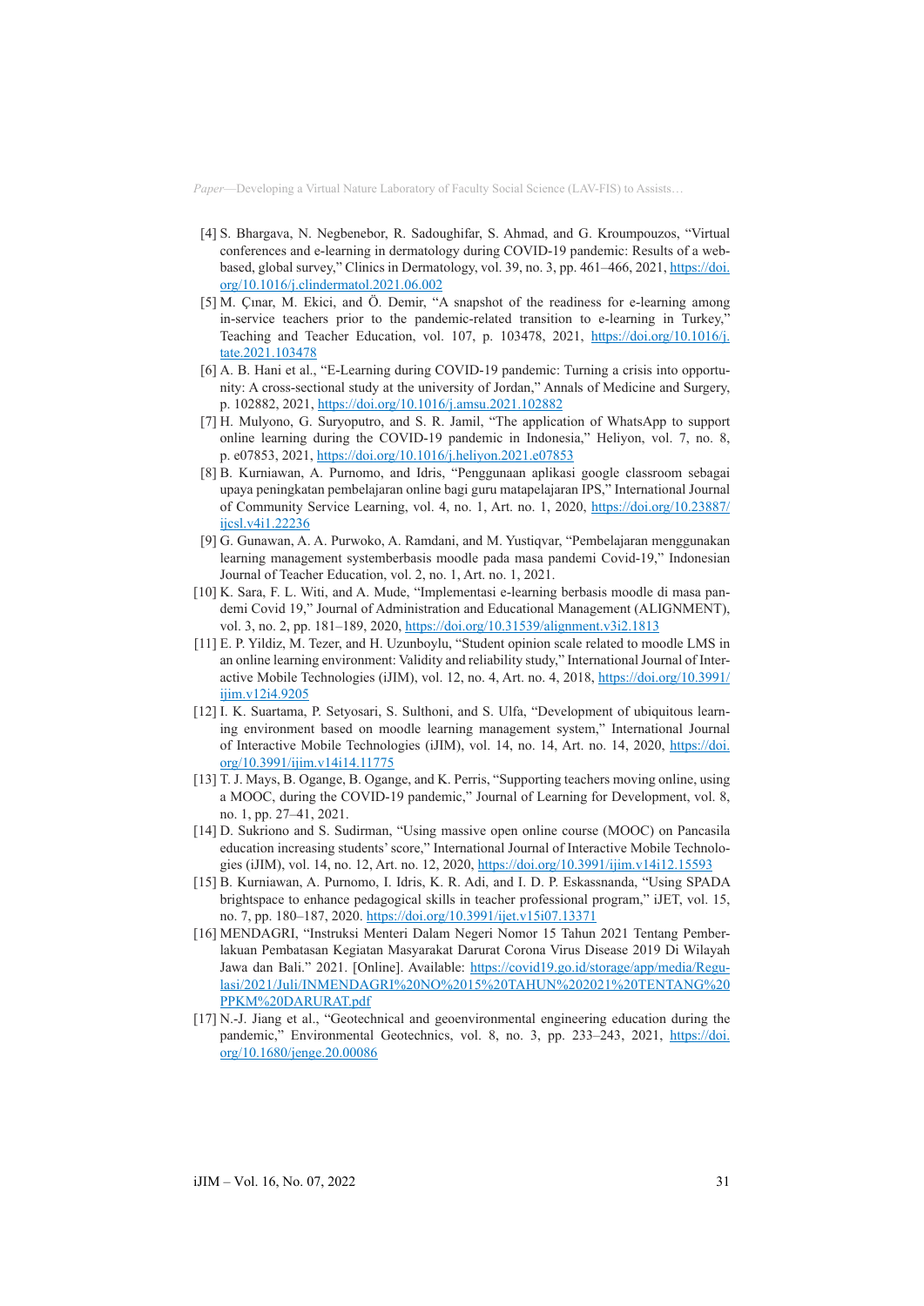[4] S. Bhargava, N. Negbenebor, R. Sadoughifar, S. Ahmad, and G. Kroumpouzos, "Virtual conferences and e-learning in dermatology during COVID-19 pandemic: Results of a web-based, global survey," Clinics in Dermatology, vol. 39, no. 3, pp. 461–466, 2021, https://doi.org/10.1016/j.clindermatol.2021.06.002

[5] M. Çınar, M. Ekici, and Ö. Demir, "A snapshot of the readiness for e-learning among in-service teachers prior to the pandemic-related transition to e-learning in Turkey," Teaching and Teacher Education, vol. 107, p. 103478, 2021, https://doi.org/10.1016/j.tate.2021.103478

[6] A. B. Hani et al., "E-Learning during COVID-19 pandemic: Turning a crisis into opportunity: A cross-sectional study at the university of Jordan," Annals of Medicine and Surgery, p. 102882, 2021, https://doi.org/10.1016/j.amsu.2021.102882

[7] H. Mulyono, G. Suryoputro, and S. R. Jamil, "The application of WhatsApp to support online learning during the COVID-19 pandemic in Indonesia," Heliyon, vol. 7, no. 8, p. e07853, 2021, https://doi.org/10.1016/j.heliyon.2021.e07853

[8] B. Kurniawan, A. Purnomo, and Idris, "Penggunaan aplikasi google classroom sebagai upaya peningkatan pembelajaran online bagi guru matapelajaran IPS," International Journal of Community Service Learning, vol. 4, no. 1, Art. no. 1, 2020, https://doi.org/10.23887/ijcsl.v4i1.22236

[9] G. Gunawan, A. A. Purwoko, A. Ramdani, and M. Yustiqvar, "Pembelajaran menggunakan learning management systemberbasis moodle pada masa pandemi Covid-19," Indonesian Journal of Teacher Education, vol. 2, no. 1, Art. no. 1, 2021.

[10] K. Sara, F. L. Witi, and A. Mude, "Implementasi e-learning berbasis moodle di masa pandemi Covid 19," Journal of Administration and Educational Management (ALIGNMENT), vol. 3, no. 2, pp. 181–189, 2020, https://doi.org/10.31539/alignment.v3i2.1813

[11] E. P. Yildiz, M. Tezer, and H. Uzunboylu, "Student opinion scale related to moodle LMS in an online learning environment: Validity and reliability study," International Journal of Interactive Mobile Technologies (iJIM), vol. 12, no. 4, Art. no. 4, 2018, https://doi.org/10.3991/ijim.v12i4.9205

[12] I. K. Suartama, P. Setyosari, S. Sulthoni, and S. Ulfa, "Development of ubiquitous learning environment based on moodle learning management system," International Journal of Interactive Mobile Technologies (iJIM), vol. 14, no. 14, Art. no. 14, 2020, https://doi.org/10.3991/ijim.v14i14.11775

[13] T. J. Mays, B. Ogange, B. Ogange, and K. Perris, "Supporting teachers moving online, using a MOOC, during the COVID-19 pandemic," Journal of Learning for Development, vol. 8, no. 1, pp. 27–41, 2021.

[14] D. Sukriono and S. Sudirman, "Using massive open online course (MOOC) on Pancasila education increasing students' score," International Journal of Interactive Mobile Technologies (iJIM), vol. 14, no. 12, Art. no. 12, 2020, https://doi.org/10.3991/ijim.v14i12.15593

[15] B. Kurniawan, A. Purnomo, I. Idris, K. R. Adi, and I. D. P. Eskassnanda, "Using SPADA brightspace to enhance pedagogical skills in teacher professional program," iJET, vol. 15, no. 7, pp. 180–187, 2020. https://doi.org/10.3991/ijet.v15i07.13371

[16] MENDAGRI, "Instruksi Menteri Dalam Negeri Nomor 15 Tahun 2021 Tentang Pemberlakuan Pembatasan Kegiatan Masyarakat Darurat Corona Virus Disease 2019 Di Wilayah Jawa dan Bali." 2021. [Online]. Available: https://covid19.go.id/storage/app/media/Regulasi/2021/Juli/INMENDAGRI%20NO%2015%20TAHUN%202021%20TENTANG%20PPKM%20DARURAT.pdf

[17] N.-J. Jiang et al., "Geotechnical and geoenvironmental engineering education during the pandemic," Environmental Geotechnics, vol. 8, no. 3, pp. 233–243, 2021, https://doi.org/10.1680/jenge.20.00086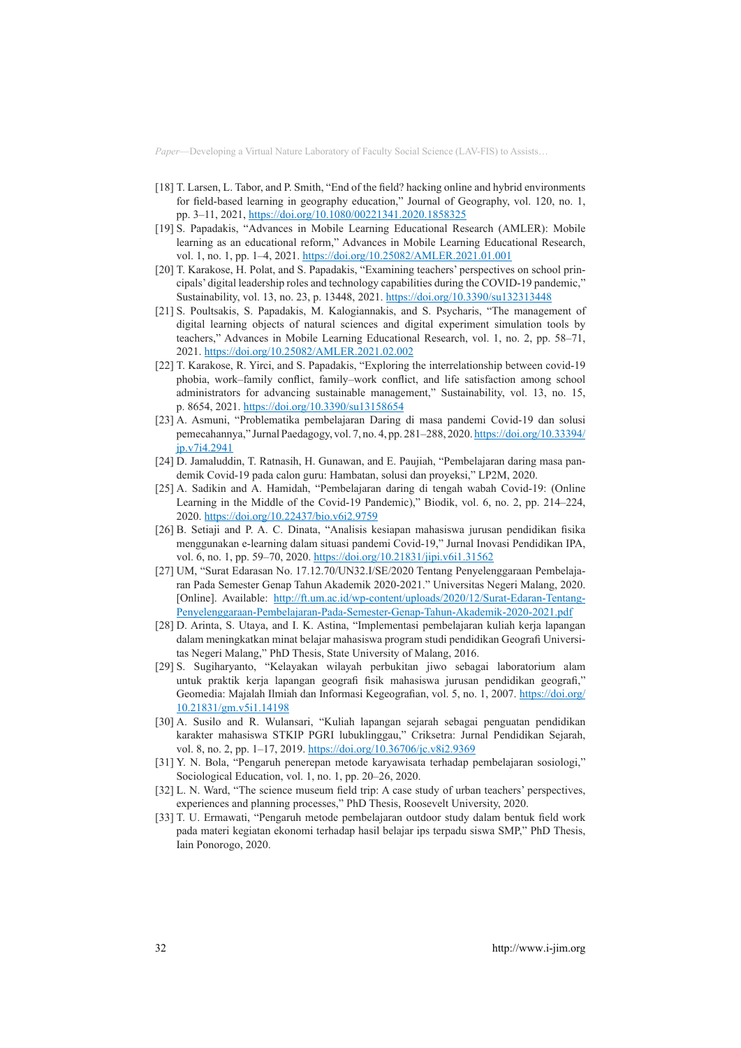[18] T. Larsen, L. Tabor, and P. Smith, "End of the field? hacking online and hybrid environments for field-based learning in geography education," Journal of Geography, vol. 120, no. 1, pp. 3–11, 2021, https://doi.org/10.1080/00221341.2020.1858325

[19] S. Papadakis, "Advances in Mobile Learning Educational Research (AMLER): Mobile learning as an educational reform," Advances in Mobile Learning Educational Research, vol. 1, no. 1, pp. 1–4, 2021. https://doi.org/10.25082/AMLER.2021.01.001

[20] T. Karakose, H. Polat, and S. Papadakis, "Examining teachers' perspectives on school principals' digital leadership roles and technology capabilities during the COVID-19 pandemic," Sustainability, vol. 13, no. 23, p. 13448, 2021. https://doi.org/10.3390/su132313448

[21] S. Poultsakis, S. Papadakis, M. Kalogiannakis, and S. Psycharis, "The management of digital learning objects of natural sciences and digital experiment simulation tools by teachers," Advances in Mobile Learning Educational Research, vol. 1, no. 2, pp. 58–71, 2021. https://doi.org/10.25082/AMLER.2021.02.002

[22] T. Karakose, R. Yirci, and S. Papadakis, "Exploring the interrelationship between covid-19 phobia, work–family conflict, family–work conflict, and life satisfaction among school administrators for advancing sustainable management," Sustainability, vol. 13, no. 15, p. 8654, 2021. https://doi.org/10.3390/su13158654

[23] A. Asmuni, "Problematika pembelajaran Daring di masa pandemi Covid-19 dan solusi pemecahannya," Jurnal Paedagogy, vol. 7, no. 4, pp. 281–288, 2020. https://doi.org/10.33394/jp.v7i4.2941

[24] D. Jamaluddin, T. Ratnasih, H. Gunawan, and E. Paujiah, "Pembelajaran daring masa pandemik Covid-19 pada calon guru: Hambatan, solusi dan proyeksi," LP2M, 2020.

[25] A. Sadikin and A. Hamidah, "Pembelajaran daring di tengah wabah Covid-19: (Online Learning in the Middle of the Covid-19 Pandemic)," Biodik, vol. 6, no. 2, pp. 214–224, 2020. https://doi.org/10.22437/bio.v6i2.9759

[26] B. Setiaji and P. A. C. Dinata, "Analisis kesiapan mahasiswa jurusan pendidikan fisika menggunakan e-learning dalam situasi pandemi Covid-19," Jurnal Inovasi Pendidikan IPA, vol. 6, no. 1, pp. 59–70, 2020. https://doi.org/10.21831/jipi.v6i1.31562

[27] UM, "Surat Edarasan No. 17.12.70/UN32.I/SE/2020 Tentang Penyelenggaraan Pembelajaran Pada Semester Genap Tahun Akademik 2020-2021." Universitas Negeri Malang, 2020. [Online]. Available: http://ft.um.ac.id/wp-content/uploads/2020/12/Surat-Edaran-Tentang-Penyelenggaraan-Pembelajaran-Pada-Semester-Genap-Tahun-Akademik-2020-2021.pdf

[28] D. Arinta, S. Utaya, and I. K. Astina, "Implementasi pembelajaran kuliah kerja lapangan dalam meningkatkan minat belajar mahasiswa program studi pendidikan Geografi Universitas Negeri Malang," PhD Thesis, State University of Malang, 2016.

[29] S. Sugiharyanto, "Kelayakan wilayah perbukitan jiwo sebagai laboratorium alam untuk praktik kerja lapangan geografi fisik mahasiswa jurusan pendidikan geografi," Geomedia: Majalah Ilmiah dan Informasi Kegeografian, vol. 5, no. 1, 2007. https://doi.org/10.21831/gm.v5i1.14198

[30] A. Susilo and R. Wulansari, "Kuliah lapangan sejarah sebagai penguatan pendidikan karakter mahasiswa STKIP PGRI lubuklinggau," Criksetra: Jurnal Pendidikan Sejarah, vol. 8, no. 2, pp. 1–17, 2019. https://doi.org/10.36706/jc.v8i2.9369

[31] Y. N. Bola, "Pengaruh penerepan metode karyawisata terhadap pembelajaran sosiologi," Sociological Education, vol. 1, no. 1, pp. 20–26, 2020.

[32] L. N. Ward, "The science museum field trip: A case study of urban teachers' perspectives, experiences and planning processes," PhD Thesis, Roosevelt University, 2020.

[33] T. U. Ermawati, "Pengaruh metode pembelajaran outdoor study dalam bentuk field work pada materi kegiatan ekonomi terhadap hasil belajar ips terpadu siswa SMP," PhD Thesis, Iain Ponorogo, 2020.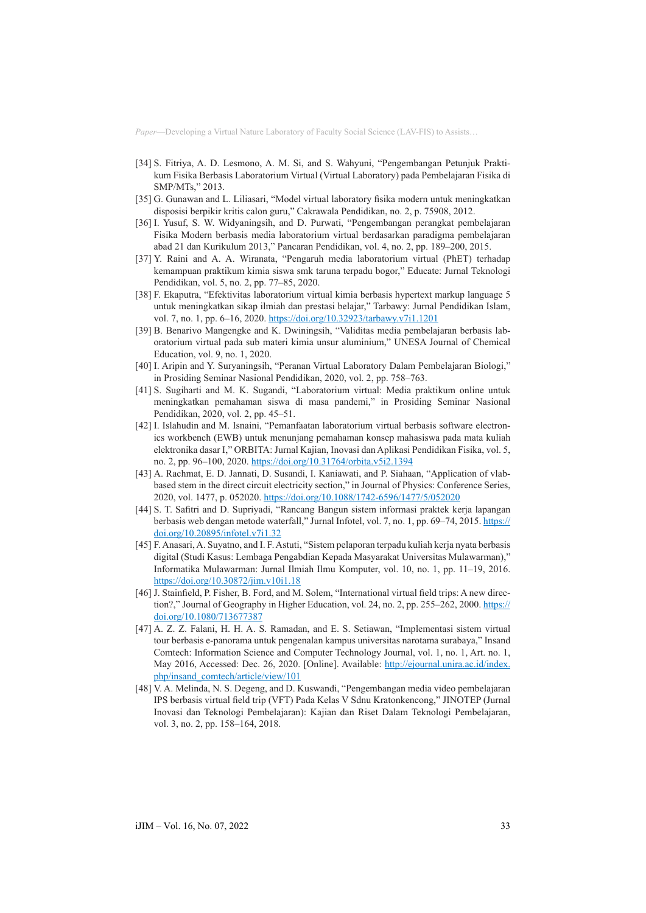[34] S. Fitriya, A. D. Lesmono, A. M. Si, and S. Wahyuni, "Pengembangan Petunjuk Praktikum Fisika Berbasis Laboratorium Virtual (Virtual Laboratory) pada Pembelajaran Fisika di SMP/MTs," 2013.

[35] G. Gunawan and L. Liliasari, "Model virtual laboratory fisika modern untuk meningkatkan disposisi berpikir kritis calon guru," Cakrawala Pendidikan, no. 2, p. 75908, 2012.

[36] I. Yusuf, S. W. Widyaningsih, and D. Purwati, "Pengembangan perangkat pembelajaran Fisika Modern berbasis media laboratorium virtual berdasarkan paradigma pembelajaran abad 21 dan Kurikulum 2013," Pancaran Pendidikan, vol. 4, no. 2, pp. 189–200, 2015.

[37] Y. Raini and A. A. Wiranata, "Pengaruh media laboratorium virtual (PhET) terhadap kemampuan praktikum kimia siswa smk taruna terpadu bogor," Educate: Jurnal Teknologi Pendidikan, vol. 5, no. 2, pp. 77–85, 2020.

[38] F. Ekaputra, "Efektivitas laboratorium virtual kimia berbasis hypertext markup language 5 untuk meningkatkan sikap ilmiah dan prestasi belajar," Tarbawy: Jurnal Pendidikan Islam, vol. 7, no. 1, pp. 6–16, 2020. https://doi.org/10.32923/tarbawy.v7i1.1201

[39] B. Benarivo Mangengke and K. Dwiningsih, "Validitas media pembelajaran berbasis laboratorium virtual pada sub materi kimia unsur aluminium," UNESA Journal of Chemical Education, vol. 9, no. 1, 2020.

[40] I. Aripin and Y. Suryaningsih, "Peranan Virtual Laboratory Dalam Pembelajaran Biologi," in Prosiding Seminar Nasional Pendidikan, 2020, vol. 2, pp. 758–763.

[41] S. Sugiharti and M. K. Sugandi, "Laboratorium virtual: Media praktikum online untuk meningkatkan pemahaman siswa di masa pandemi," in Prosiding Seminar Nasional Pendidikan, 2020, vol. 2, pp. 45–51.

[42] I. Islahudin and M. Isnaini, "Pemanfaatan laboratorium virtual berbasis software electronics workbench (EWB) untuk menunjang pemahaman konsep mahasiswa pada mata kuliah elektronika dasar I," ORBITA: Jurnal Kajian, Inovasi dan Aplikasi Pendidikan Fisika, vol. 5, no. 2, pp. 96–100, 2020. https://doi.org/10.31764/orbita.v5i2.1394

[43] A. Rachmat, E. D. Jannati, D. Susandi, I. Kaniawati, and P. Siahaan, "Application of vlab-based stem in the direct circuit electricity section," in Journal of Physics: Conference Series, 2020, vol. 1477, p. 052020. https://doi.org/10.1088/1742-6596/1477/5/052020

[44] S. T. Safitri and D. Supriyadi, "Rancang Bangun sistem informasi praktek kerja lapangan berbasis web dengan metode waterfall," Jurnal Infotel, vol. 7, no. 1, pp. 69–74, 2015. https://doi.org/10.20895/infotel.v7i1.32

[45] F. Anasari, A. Suyatno, and I. F. Astuti, "Sistem pelaporan terpadu kuliah kerja nyata berbasis digital (Studi Kasus: Lembaga Pengabdian Kepada Masyarakat Universitas Mulawarman)," Informatika Mulawarman: Jurnal Ilmiah Ilmu Komputer, vol. 10, no. 1, pp. 11–19, 2016. https://doi.org/10.30872/jim.v10i1.18

[46] J. Stainfield, P. Fisher, B. Ford, and M. Solem, "International virtual field trips: A new direction?," Journal of Geography in Higher Education, vol. 24, no. 2, pp. 255–262, 2000. https://doi.org/10.1080/713677387

[47] A. Z. Z. Falani, H. H. A. S. Ramadan, and E. S. Setiawan, "Implementasi sistem virtual tour berbasis e-panorama untuk pengenalan kampus universitas narotama surabaya," Insand Comtech: Information Science and Computer Technology Journal, vol. 1, no. 1, Art. no. 1, May 2016, Accessed: Dec. 26, 2020. [Online]. Available: http://ejournal.unira.ac.id/index.php/insand_comtech/article/view/101

[48] V. A. Melinda, N. S. Degeng, and D. Kuswandi, "Pengembangan media video pembelajaran IPS berbasis virtual field trip (VFT) Pada Kelas V Sdnu Kratonkencong," JINOTEP (Jurnal Inovasi dan Teknologi Pembelajaran): Kajian dan Riset Dalam Teknologi Pembelajaran, vol. 3, no. 2, pp. 158–164, 2018.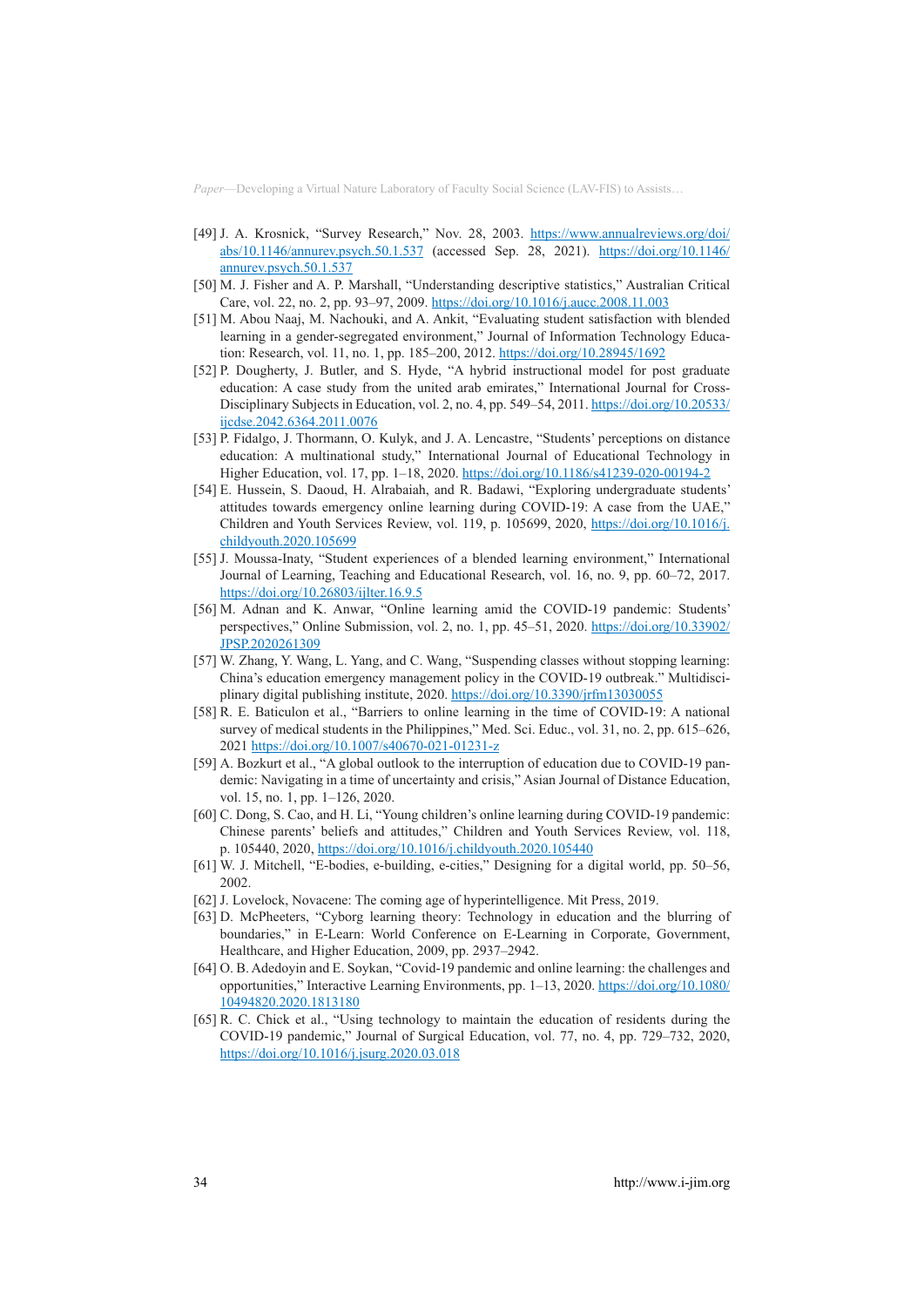[49] J. A. Krosnick, "Survey Research," Nov. 28, 2003. https://www.annualreviews.org/doi/abs/10.1146/annurev.psych.50.1.537 (accessed Sep. 28, 2021). https://doi.org/10.1146/annurev.psych.50.1.537

[50] M. J. Fisher and A. P. Marshall, "Understanding descriptive statistics," Australian Critical Care, vol. 22, no. 2, pp. 93–97, 2009. https://doi.org/10.1016/j.aucc.2008.11.003

[51] M. Abou Naaj, M. Nachouki, and A. Ankit, "Evaluating student satisfaction with blended learning in a gender-segregated environment," Journal of Information Technology Education: Research, vol. 11, no. 1, pp. 185–200, 2012. https://doi.org/10.28945/1692

[52] P. Dougherty, J. Butler, and S. Hyde, "A hybrid instructional model for post graduate education: A case study from the united arab emirates," International Journal for Cross-Disciplinary Subjects in Education, vol. 2, no. 4, pp. 549–54, 2011. https://doi.org/10.20533/ijcdse.2042.6364.2011.0076

[53] P. Fidalgo, J. Thormann, O. Kulyk, and J. A. Lencastre, "Students' perceptions on distance education: A multinational study," International Journal of Educational Technology in Higher Education, vol. 17, pp. 1–18, 2020. https://doi.org/10.1186/s41239-020-00194-2

[54] E. Hussein, S. Daoud, H. Alrabaiah, and R. Badawi, "Exploring undergraduate students' attitudes towards emergency online learning during COVID-19: A case from the UAE," Children and Youth Services Review, vol. 119, p. 105699, 2020, https://doi.org/10.1016/j.childyouth.2020.105699

[55] J. Moussa-Inaty, "Student experiences of a blended learning environment," International Journal of Learning, Teaching and Educational Research, vol. 16, no. 9, pp. 60–72, 2017. https://doi.org/10.26803/ijlter.16.9.5

[56] M. Adnan and K. Anwar, "Online learning amid the COVID-19 pandemic: Students' perspectives," Online Submission, vol. 2, no. 1, pp. 45–51, 2020. https://doi.org/10.33902/JPSP.2020261309

[57] W. Zhang, Y. Wang, L. Yang, and C. Wang, "Suspending classes without stopping learning: China's education emergency management policy in the COVID-19 outbreak." Multidisciplinary digital publishing institute, 2020. https://doi.org/10.3390/jrfm13030055

[58] R. E. Baticulon et al., "Barriers to online learning in the time of COVID-19: A national survey of medical students in the Philippines," Med. Sci. Educ., vol. 31, no. 2, pp. 615–626, 2021 https://doi.org/10.1007/s40670-021-01231-z

[59] A. Bozkurt et al., "A global outlook to the interruption of education due to COVID-19 pandemic: Navigating in a time of uncertainty and crisis," Asian Journal of Distance Education, vol. 15, no. 1, pp. 1–126, 2020.

[60] C. Dong, S. Cao, and H. Li, "Young children's online learning during COVID-19 pandemic: Chinese parents' beliefs and attitudes," Children and Youth Services Review, vol. 118, p. 105440, 2020, https://doi.org/10.1016/j.childyouth.2020.105440

[61] W. J. Mitchell, "E-bodies, e-building, e-cities," Designing for a digital world, pp. 50–56, 2002.

[62] J. Lovelock, Novacene: The coming age of hyperintelligence. Mit Press, 2019.

[63] D. McPheeters, "Cyborg learning theory: Technology in education and the blurring of boundaries," in E-Learn: World Conference on E-Learning in Corporate, Government, Healthcare, and Higher Education, 2009, pp. 2937–2942.

[64] O. B. Adedoyin and E. Soykan, "Covid-19 pandemic and online learning: the challenges and opportunities," Interactive Learning Environments, pp. 1–13, 2020. https://doi.org/10.1080/10494820.2020.1813180

[65] R. C. Chick et al., "Using technology to maintain the education of residents during the COVID-19 pandemic," Journal of Surgical Education, vol. 77, no. 4, pp. 729–732, 2020, https://doi.org/10.1016/j.jsurg.2020.03.018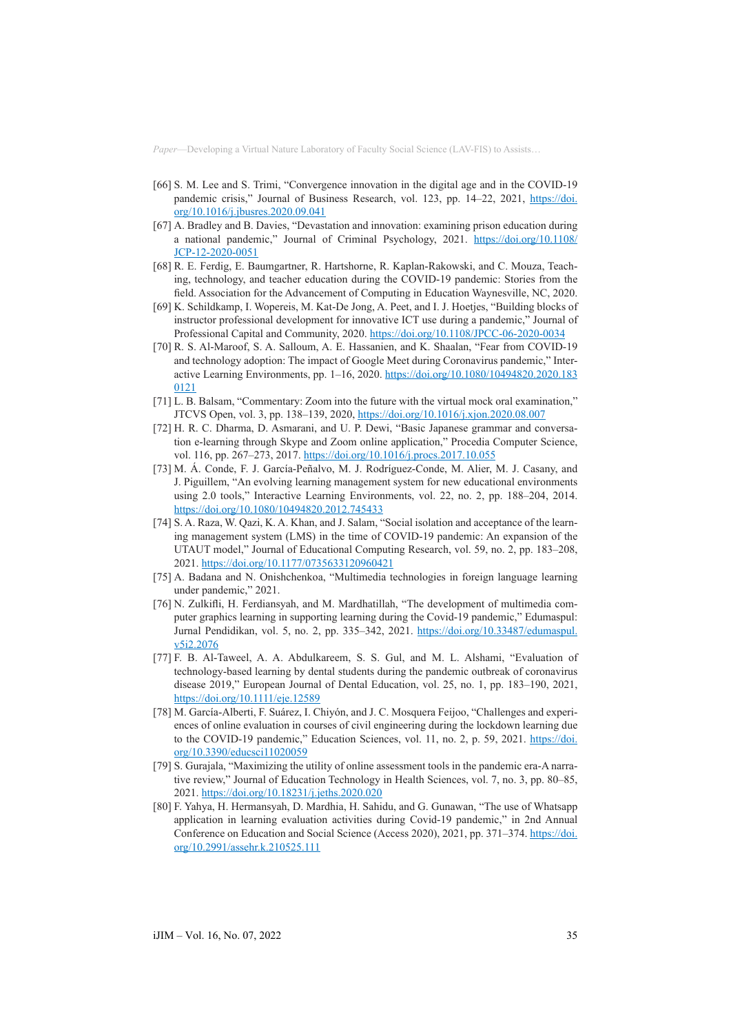[66] S. M. Lee and S. Trimi, "Convergence innovation in the digital age and in the COVID-19 pandemic crisis," Journal of Business Research, vol. 123, pp. 14–22, 2021, https://doi.org/10.1016/j.jbusres.2020.09.041

[67] A. Bradley and B. Davies, "Devastation and innovation: examining prison education during a national pandemic," Journal of Criminal Psychology, 2021. https://doi.org/10.1108/JCP-12-2020-0051

[68] R. E. Ferdig, E. Baumgartner, R. Hartshorne, R. Kaplan-Rakowski, and C. Mouza, Teaching, technology, and teacher education during the COVID-19 pandemic: Stories from the field. Association for the Advancement of Computing in Education Waynesville, NC, 2020.

[69] K. Schildkamp, I. Wopereis, M. Kat-De Jong, A. Peet, and I. J. Hoetjes, "Building blocks of instructor professional development for innovative ICT use during a pandemic," Journal of Professional Capital and Community, 2020. https://doi.org/10.1108/JPCC-06-2020-0034

[70] R. S. Al-Maroof, S. A. Salloum, A. E. Hassanien, and K. Shaalan, "Fear from COVID-19 and technology adoption: The impact of Google Meet during Coronavirus pandemic," Interactive Learning Environments, pp. 1–16, 2020. https://doi.org/10.1080/10494820.2020.1830121

[71] L. B. Balsam, "Commentary: Zoom into the future with the virtual mock oral examination," JTCVS Open, vol. 3, pp. 138–139, 2020, https://doi.org/10.1016/j.xjon.2020.08.007

[72] H. R. C. Dharma, D. Asmarani, and U. P. Dewi, "Basic Japanese grammar and conversation e-learning through Skype and Zoom online application," Procedia Computer Science, vol. 116, pp. 267–273, 2017. https://doi.org/10.1016/j.procs.2017.10.055

[73] M. Á. Conde, F. J. García-Peñalvo, M. J. Rodríguez-Conde, M. Alier, M. J. Casany, and J. Piguillem, "An evolving learning management system for new educational environments using 2.0 tools," Interactive Learning Environments, vol. 22, no. 2, pp. 188–204, 2014. https://doi.org/10.1080/10494820.2012.745433

[74] S. A. Raza, W. Qazi, K. A. Khan, and J. Salam, "Social isolation and acceptance of the learning management system (LMS) in the time of COVID-19 pandemic: An expansion of the UTAUT model," Journal of Educational Computing Research, vol. 59, no. 2, pp. 183–208, 2021. https://doi.org/10.1177/0735633120960421

[75] A. Badana and N. Onishchenkoa, "Multimedia technologies in foreign language learning under pandemic," 2021.

[76] N. Zulkifli, H. Ferdiansyah, and M. Mardhatillah, "The development of multimedia computer graphics learning in supporting learning during the Covid-19 pandemic," Edumaspul: Jurnal Pendidikan, vol. 5, no. 2, pp. 335–342, 2021. https://doi.org/10.33487/edumaspul.v5i2.2076

[77] F. B. Al-Taweel, A. A. Abdulkareem, S. S. Gul, and M. L. Alshami, "Evaluation of technology-based learning by dental students during the pandemic outbreak of coronavirus disease 2019," European Journal of Dental Education, vol. 25, no. 1, pp. 183–190, 2021, https://doi.org/10.1111/eje.12589

[78] M. García-Alberti, F. Suárez, I. Chiyón, and J. C. Mosquera Feijoo, "Challenges and experiences of online evaluation in courses of civil engineering during the lockdown learning due to the COVID-19 pandemic," Education Sciences, vol. 11, no. 2, p. 59, 2021. https://doi.org/10.3390/educsci11020059

[79] S. Gurajala, "Maximizing the utility of online assessment tools in the pandemic era-A narrative review," Journal of Education Technology in Health Sciences, vol. 7, no. 3, pp. 80–85, 2021. https://doi.org/10.18231/j.jeths.2020.020

[80] F. Yahya, H. Hermansyah, D. Mardhia, H. Sahidu, and G. Gunawan, "The use of Whatsapp application in learning evaluation activities during Covid-19 pandemic," in 2nd Annual Conference on Education and Social Science (Access 2020), 2021, pp. 371–374. https://doi.org/10.2991/assehr.k.210525.111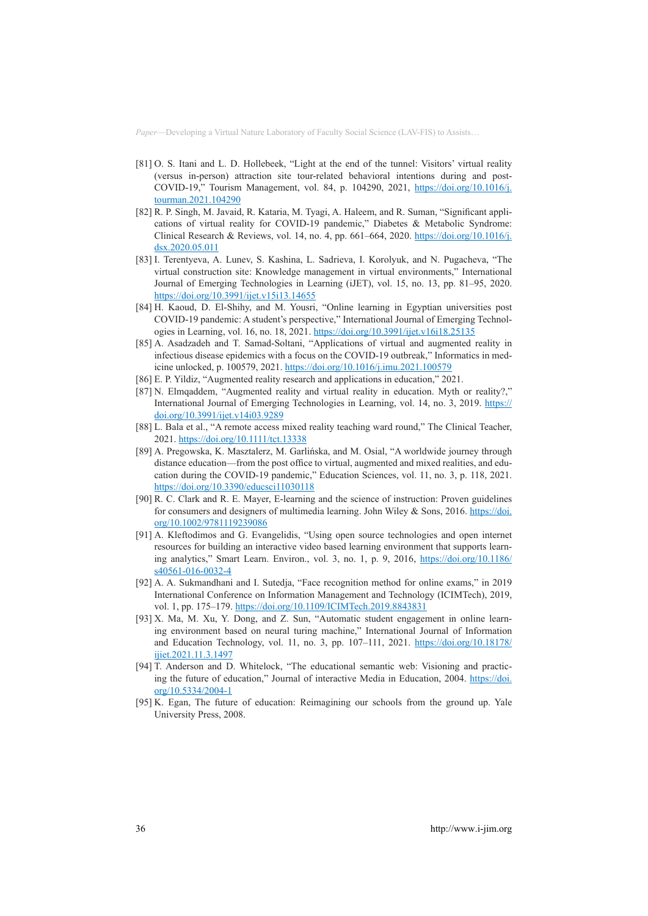[81] O. S. Itani and L. D. Hollebeek, "Light at the end of the tunnel: Visitors' virtual reality (versus in-person) attraction site tour-related behavioral intentions during and post-COVID-19," Tourism Management, vol. 84, p. 104290, 2021, https://doi.org/10.1016/j.tourman.2021.104290

[82] R. P. Singh, M. Javaid, R. Kataria, M. Tyagi, A. Haleem, and R. Suman, "Significant applications of virtual reality for COVID-19 pandemic," Diabetes & Metabolic Syndrome: Clinical Research & Reviews, vol. 14, no. 4, pp. 661–664, 2020. https://doi.org/10.1016/j.dsx.2020.05.011

[83] I. Terentyeva, A. Lunev, S. Kashina, L. Sadrieva, I. Korolyuk, and N. Pugacheva, "The virtual construction site: Knowledge management in virtual environments," International Journal of Emerging Technologies in Learning (iJET), vol. 15, no. 13, pp. 81–95, 2020. https://doi.org/10.3991/ijet.v15i13.14655

[84] H. Kaoud, D. El-Shihy, and M. Yousri, "Online learning in Egyptian universities post COVID-19 pandemic: A student's perspective," International Journal of Emerging Technologies in Learning, vol. 16, no. 18, 2021. https://doi.org/10.3991/ijet.v16i18.25135

[85] A. Asadzadeh and T. Samad-Soltani, "Applications of virtual and augmented reality in infectious disease epidemics with a focus on the COVID-19 outbreak," Informatics in medicine unlocked, p. 100579, 2021. https://doi.org/10.1016/j.imu.2021.100579

[86] E. P. Yildiz, "Augmented reality research and applications in education," 2021.

[87] N. Elmqaddem, "Augmented reality and virtual reality in education. Myth or reality?," International Journal of Emerging Technologies in Learning, vol. 14, no. 3, 2019. https://doi.org/10.3991/ijet.v14i03.9289

[88] L. Bala et al., "A remote access mixed reality teaching ward round," The Clinical Teacher, 2021. https://doi.org/10.1111/tct.13338

[89] A. Pregowska, K. Masztalerz, M. Garlińska, and M. Osial, "A worldwide journey through distance education—from the post office to virtual, augmented and mixed realities, and education during the COVID-19 pandemic," Education Sciences, vol. 11, no. 3, p. 118, 2021. https://doi.org/10.3390/educsci11030118

[90] R. C. Clark and R. E. Mayer, E-learning and the science of instruction: Proven guidelines for consumers and designers of multimedia learning. John Wiley & Sons, 2016. https://doi.org/10.1002/9781119239086

[91] A. Kleftodimos and G. Evangelidis, "Using open source technologies and open internet resources for building an interactive video based learning environment that supports learning analytics," Smart Learn. Environ., vol. 3, no. 1, p. 9, 2016, https://doi.org/10.1186/s40561-016-0032-4

[92] A. A. Sukmandhani and I. Sutedja, "Face recognition method for online exams," in 2019 International Conference on Information Management and Technology (ICIMTech), 2019, vol. 1, pp. 175–179. https://doi.org/10.1109/ICIMTech.2019.8843831

[93] X. Ma, M. Xu, Y. Dong, and Z. Sun, "Automatic student engagement in online learning environment based on neural turing machine," International Journal of Information and Education Technology, vol. 11, no. 3, pp. 107–111, 2021. https://doi.org/10.18178/ijiet.2021.11.3.1497

[94] T. Anderson and D. Whitelock, "The educational semantic web: Visioning and practicing the future of education," Journal of interactive Media in Education, 2004. https://doi.org/10.5334/2004-1

[95] K. Egan, The future of education: Reimagining our schools from the ground up. Yale University Press, 2008.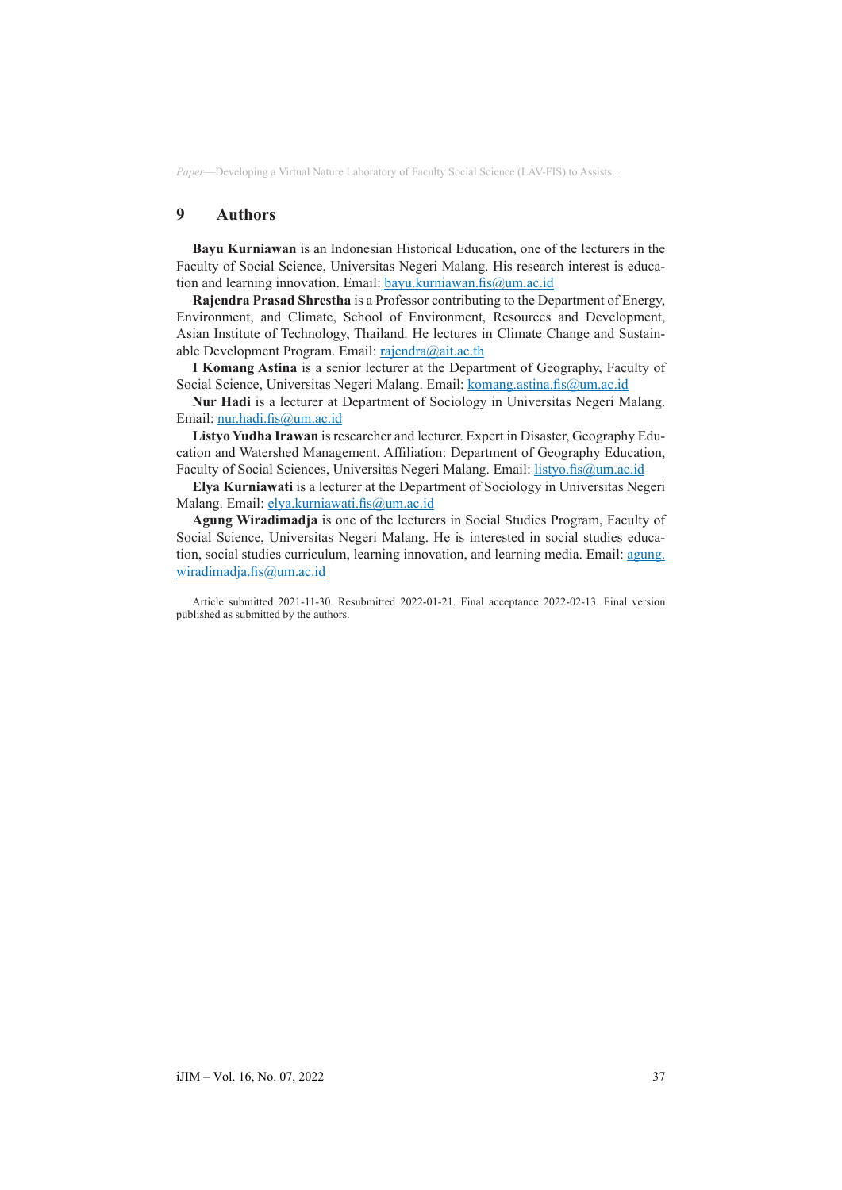## 9 Authors

**Bayu Kurniawan** is an Indonesian Historical Education, one of the lecturers in the Faculty of Social Science, Universitas Negeri Malang. His research interest is education and learning innovation. Email: bayu.kurniawan.fis@um.ac.id

**Rajendra Prasad Shrestha** is a Professor contributing to the Department of Energy, Environment, and Climate, School of Environment, Resources and Development, Asian Institute of Technology, Thailand. He lectures in Climate Change and Sustainable Development Program. Email: rajendra@ait.ac.th

**I Komang Astina** is a senior lecturer at the Department of Geography, Faculty of Social Science, Universitas Negeri Malang. Email: komang.astina.fis@um.ac.id

**Nur Hadi** is a lecturer at Department of Sociology in Universitas Negeri Malang. Email: nur.hadi.fis@um.ac.id

**Listyo Yudha Irawan** is researcher and lecturer. Expert in Disaster, Geography Education and Watershed Management. Affiliation: Department of Geography Education, Faculty of Social Sciences, Universitas Negeri Malang. Email: listyo.fis@um.ac.id

**Elya Kurniawati** is a lecturer at the Department of Sociology in Universitas Negeri Malang. Email: elya.kurniawati.fis@um.ac.id

**Agung Wiradimadja** is one of the lecturers in Social Studies Program, Faculty of Social Science, Universitas Negeri Malang. He is interested in social studies education, social studies curriculum, learning innovation, and learning media. Email: agung.wiradimadja.fis@um.ac.id

Article submitted 2021-11-30. Resubmitted 2022-01-21. Final acceptance 2022-02-13. Final version published as submitted by the authors.